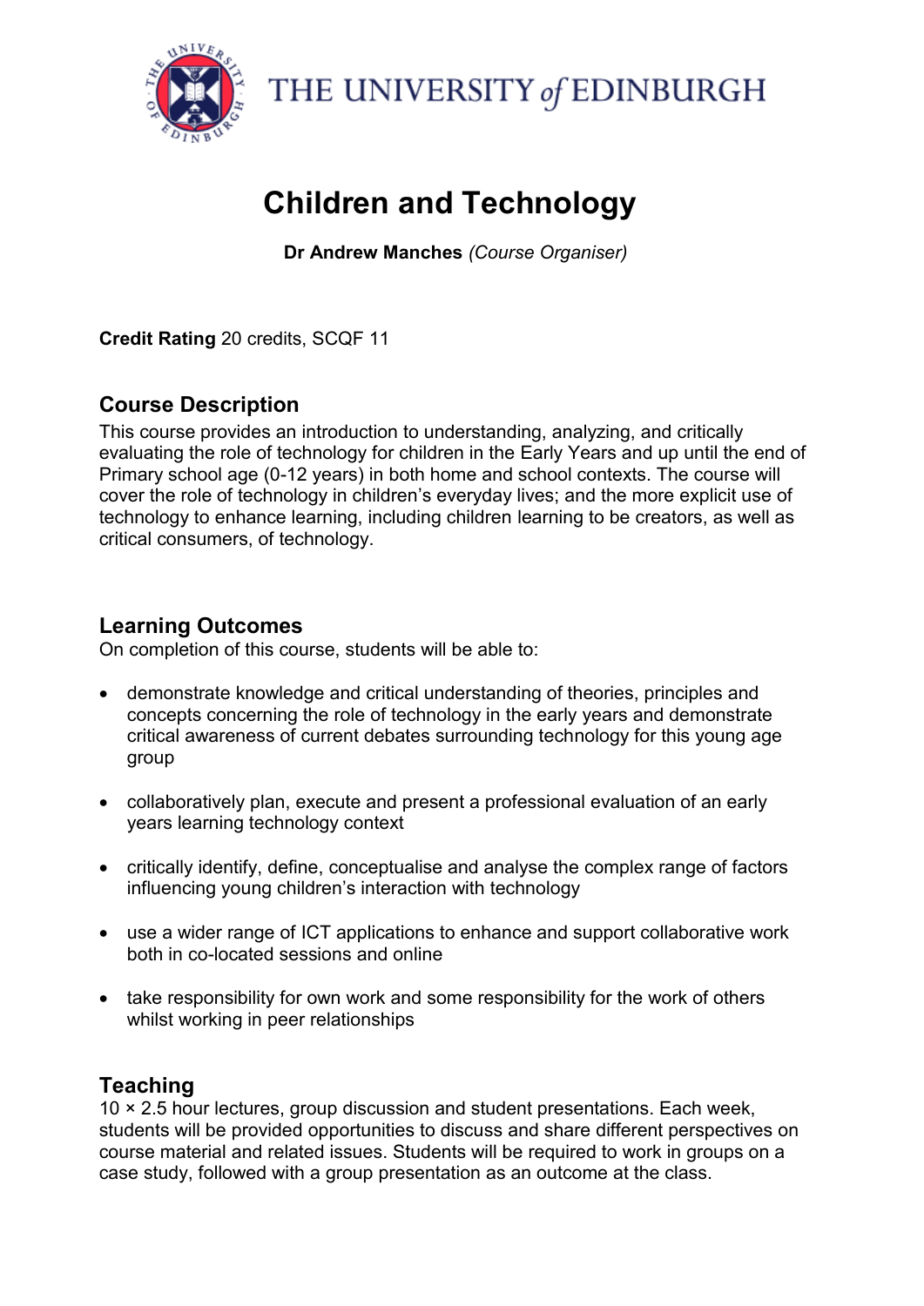THE UNIVERSITY *of* EDINBURGH

# Children and Technology

**Dr Andrew Manches** *(Course Organiser)*

**Credit Rating** 20 credits, SCQF 11

## Course Description

This course provides an introduction to understanding, analyzing, and critically evaluating the role of technology for children in the Early Years and up until the end of Primary school age (0-12 years) in both home and school contexts. The course will cover the role of technology in children's everyday lives; and the more explicit use of technology to enhance learning, including children learning to be creators, as well as critical consumers, of technology.

## Learning Outcomes

On completion of this course, students will be able to:

- demonstrate knowledge and critical understanding of theories, principles and concepts concerning the role of technology in the early years and demonstrate critical awareness of current debates surrounding technology for this young age group
- collaboratively plan, execute and present a professional evaluation of an early years learning technology context
- critically identify, define, conceptualise and analyse the complex range of factors influencing young children's interaction with technology
- use a wider range of ICT applications to enhance and support collaborative work both in co-located sessions and online
- take responsibility for own work and some responsibility for the work of others whilst working in peer relationships

## Teaching

10 × 2.5 hour lectures, group discussion and student presentations. Each week, students will be provided opportunities to discuss and share different perspectives on course material and related issues. Students will be required to work in groups on a case study, followed with a group presentation as an outcome at the class.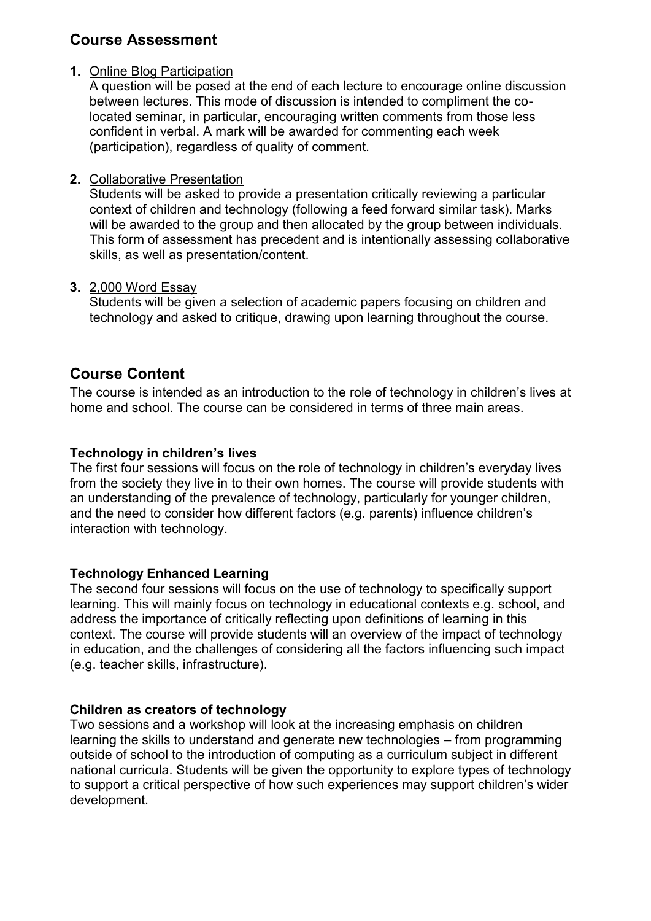## Course Assessment

1. Online Blog Participation
   A question will be posed at the end of each lecture to encourage online discussion between lectures. This mode of discussion is intended to compliment the co-located seminar, in particular, encouraging written comments from those less confident in verbal. A mark will be awarded for commenting each week (participation), regardless of quality of comment.

2. Collaborative Presentation
   Students will be asked to provide a presentation critically reviewing a particular context of children and technology (following a feed forward similar task). Marks will be awarded to the group and then allocated by the group between individuals. This form of assessment has precedent and is intentionally assessing collaborative skills, as well as presentation/content.

3. 2,000 Word Essay
   Students will be given a selection of academic papers focusing on children and technology and asked to critique, drawing upon learning throughout the course.

## Course Content

The course is intended as an introduction to the role of technology in children's lives at home and school. The course can be considered in terms of three main areas.

### Technology in children's lives

The first four sessions will focus on the role of technology in children's everyday lives from the society they live in to their own homes. The course will provide students with an understanding of the prevalence of technology, particularly for younger children, and the need to consider how different factors (e.g. parents) influence children's interaction with technology.

### Technology Enhanced Learning

The second four sessions will focus on the use of technology to specifically support learning. This will mainly focus on technology in educational contexts e.g. school, and address the importance of critically reflecting upon definitions of learning in this context. The course will provide students will an overview of the impact of technology in education, and the challenges of considering all the factors influencing such impact (e.g. teacher skills, infrastructure).

### Children as creators of technology

Two sessions and a workshop will look at the increasing emphasis on children learning the skills to understand and generate new technologies – from programming outside of school to the introduction of computing as a curriculum subject in different national curricula. Students will be given the opportunity to explore types of technology to support a critical perspective of how such experiences may support children's wider development.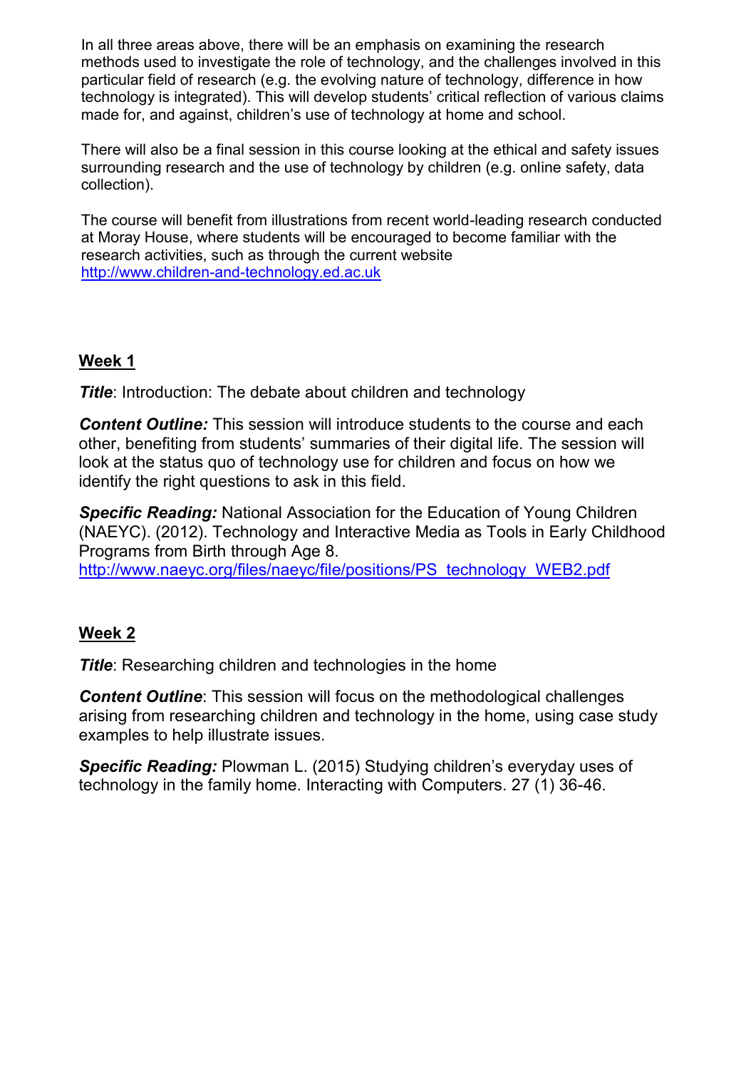In all three areas above, there will be an emphasis on examining the research methods used to investigate the role of technology, and the challenges involved in this particular field of research (e.g. the evolving nature of technology, difference in how technology is integrated). This will develop students' critical reflection of various claims made for, and against, children's use of technology at home and school.

There will also be a final session in this course looking at the ethical and safety issues surrounding research and the use of technology by children (e.g. online safety, data collection).

The course will benefit from illustrations from recent world-leading research conducted at Moray House, where students will be encouraged to become familiar with the research activities, such as through the current website http://www.children-and-technology.ed.ac.uk

## Week 1

***Title***: Introduction: The debate about children and technology

***Content Outline:*** This session will introduce students to the course and each other, benefiting from students' summaries of their digital life. The session will look at the status quo of technology use for children and focus on how we identify the right questions to ask in this field.

***Specific Reading:*** National Association for the Education of Young Children (NAEYC). (2012). Technology and Interactive Media as Tools in Early Childhood Programs from Birth through Age 8. http://www.naeyc.org/files/naeyc/file/positions/PS_technology_WEB2.pdf

## Week 2

***Title***: Researching children and technologies in the home

***Content Outline***: This session will focus on the methodological challenges arising from researching children and technology in the home, using case study examples to help illustrate issues.

***Specific Reading:*** Plowman L. (2015) Studying children's everyday uses of technology in the family home. Interacting with Computers. 27 (1) 36-46.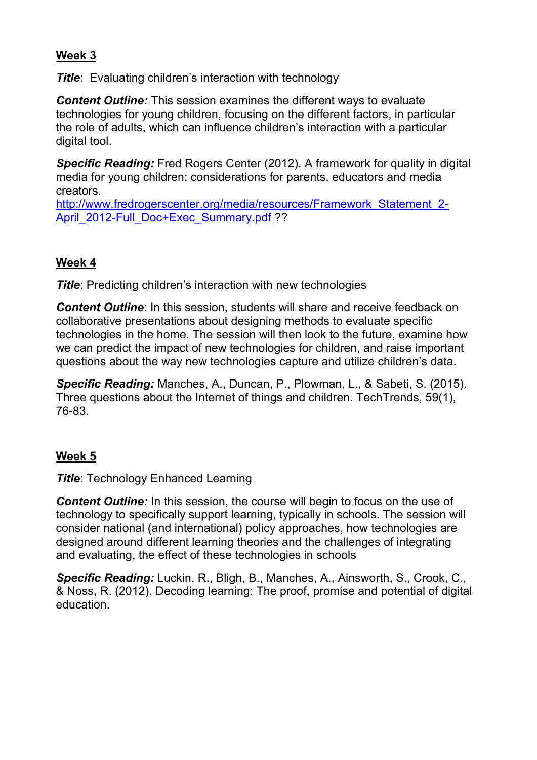**Week 3**

***Title***: Evaluating children's interaction with technology

***Content Outline:*** This session examines the different ways to evaluate technologies for young children, focusing on the different factors, in particular the role of adults, which can influence children's interaction with a particular digital tool.

***Specific Reading:*** Fred Rogers Center (2012). A framework for quality in digital media for young children: considerations for parents, educators and media creators.
[http://www.fredrogerscenter.org/media/resources/Framework_Statement_2-April_2012-Full_Doc+Exec_Summary.pdf](http://www.fredrogerscenter.org/media/resources/Framework_Statement_2-April_2012-Full_Doc+Exec_Summary.pdf) ??

**Week 4**

***Title***: Predicting children's interaction with new technologies

***Content Outline***: In this session, students will share and receive feedback on collaborative presentations about designing methods to evaluate specific technologies in the home. The session will then look to the future, examine how we can predict the impact of new technologies for children, and raise important questions about the way new technologies capture and utilize children's data.

***Specific Reading:*** Manches, A., Duncan, P., Plowman, L., & Sabeti, S. (2015). Three questions about the Internet of things and children. TechTrends, 59(1), 76-83.

**Week 5**

***Title***: Technology Enhanced Learning

***Content Outline:*** In this session, the course will begin to focus on the use of technology to specifically support learning, typically in schools. The session will consider national (and international) policy approaches, how technologies are designed around different learning theories and the challenges of integrating and evaluating, the effect of these technologies in schools

***Specific Reading:*** Luckin, R., Bligh, B., Manches, A., Ainsworth, S., Crook, C., & Noss, R. (2012). Decoding learning: The proof, promise and potential of digital education.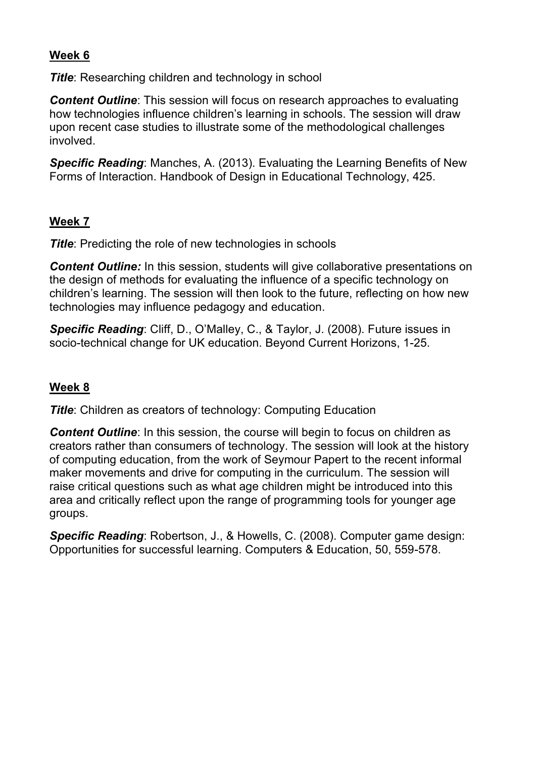## Week 6

***Title***: Researching children and technology in school

***Content Outline***: This session will focus on research approaches to evaluating how technologies influence children's learning in schools. The session will draw upon recent case studies to illustrate some of the methodological challenges involved.

***Specific Reading***: Manches, A. (2013). Evaluating the Learning Benefits of New Forms of Interaction. Handbook of Design in Educational Technology, 425.

## Week 7

***Title***: Predicting the role of new technologies in schools

***Content Outline:*** In this session, students will give collaborative presentations on the design of methods for evaluating the influence of a specific technology on children's learning. The session will then look to the future, reflecting on how new technologies may influence pedagogy and education.

***Specific Reading***: Cliff, D., O'Malley, C., & Taylor, J. (2008). Future issues in socio-technical change for UK education. Beyond Current Horizons, 1-25.

## Week 8

***Title***: Children as creators of technology: Computing Education

***Content Outline***: In this session, the course will begin to focus on children as creators rather than consumers of technology. The session will look at the history of computing education, from the work of Seymour Papert to the recent informal maker movements and drive for computing in the curriculum. The session will raise critical questions such as what age children might be introduced into this area and critically reflect upon the range of programming tools for younger age groups.

***Specific Reading***: Robertson, J., & Howells, C. (2008). Computer game design: Opportunities for successful learning. Computers & Education, 50, 559-578.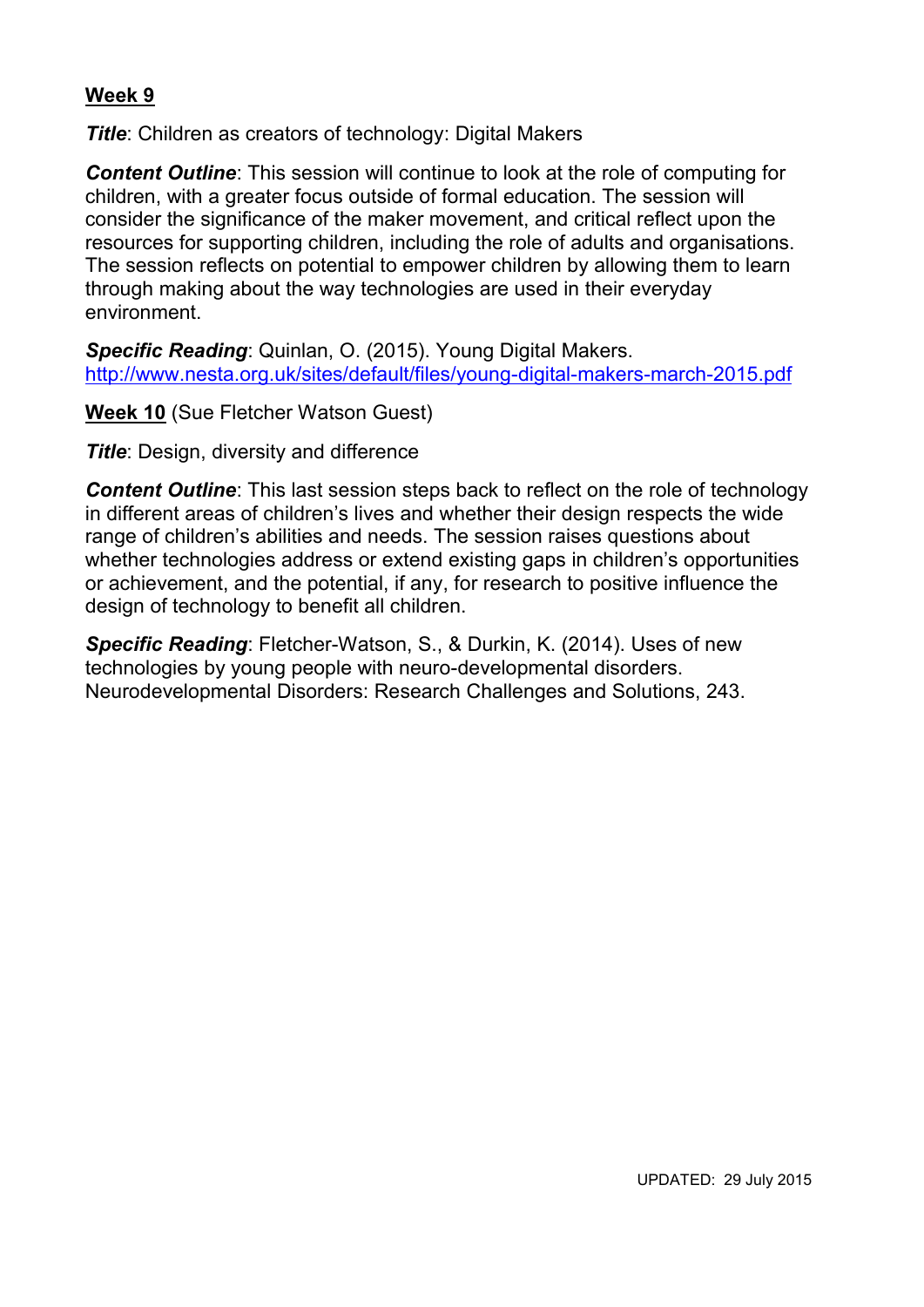**<u>Week 9</u>**

***Title***: Children as creators of technology: Digital Makers

***Content Outline***: This session will continue to look at the role of computing for children, with a greater focus outside of formal education. The session will consider the significance of the maker movement, and critical reflect upon the resources for supporting children, including the role of adults and organisations. The session reflects on potential to empower children by allowing them to learn through making about the way technologies are used in their everyday environment.

***Specific Reading***: Quinlan, O. (2015). Young Digital Makers. http://www.nesta.org.uk/sites/default/files/young-digital-makers-march-2015.pdf

**<u>Week 10</u>** (Sue Fletcher Watson Guest)

***Title***: Design, diversity and difference

***Content Outline***: This last session steps back to reflect on the role of technology in different areas of children's lives and whether their design respects the wide range of children's abilities and needs. The session raises questions about whether technologies address or extend existing gaps in children's opportunities or achievement, and the potential, if any, for research to positive influence the design of technology to benefit all children.

***Specific Reading***: Fletcher-Watson, S., & Durkin, K. (2014). Uses of new technologies by young people with neuro-developmental disorders. Neurodevelopmental Disorders: Research Challenges and Solutions, 243.

UPDATED: 29 July 2015